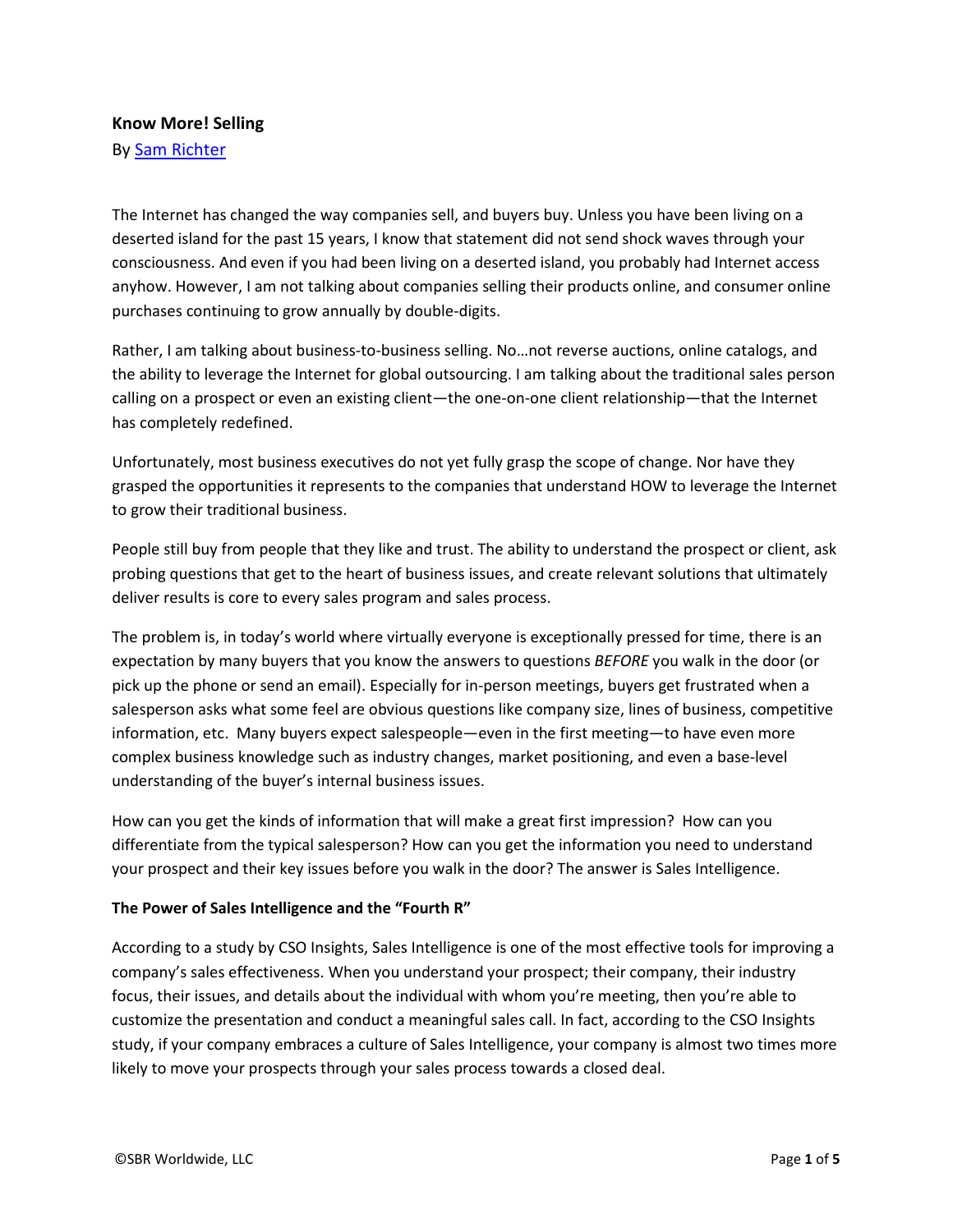**Know More! Selling**

By [Sam Richter]

The Internet has changed the way companies sell, and buyers buy. Unless you have been living on a deserted island for the past 15 years, I know that statement did not send shock waves through your consciousness. And even if you had been living on a deserted island, you probably had Internet access anyhow. However, I am not talking about companies selling their products online, and consumer online purchases continuing to grow annually by double-digits.

Rather, I am talking about business-to-business selling. No…not reverse auctions, online catalogs, and the ability to leverage the Internet for global outsourcing. I am talking about the traditional sales person calling on a prospect or even an existing client—the one-on-one client relationship—that the Internet has completely redefined.

Unfortunately, most business executives do not yet fully grasp the scope of change. Nor have they grasped the opportunities it represents to the companies that understand HOW to leverage the Internet to grow their traditional business.

People still buy from people that they like and trust. The ability to understand the prospect or client, ask probing questions that get to the heart of business issues, and create relevant solutions that ultimately deliver results is core to every sales program and sales process.

The problem is, in today's world where virtually everyone is exceptionally pressed for time, there is an expectation by many buyers that you know the answers to questions *BEFORE* you walk in the door (or pick up the phone or send an email). Especially for in-person meetings, buyers get frustrated when a salesperson asks what some feel are obvious questions like company size, lines of business, competitive information, etc. Many buyers expect salespeople—even in the first meeting—to have even more complex business knowledge such as industry changes, market positioning, and even a base-level understanding of the buyer's internal business issues.

How can you get the kinds of information that will make a great first impression? How can you differentiate from the typical salesperson? How can you get the information you need to understand your prospect and their key issues before you walk in the door? The answer is Sales Intelligence.

**The Power of Sales Intelligence and the "Fourth R"**

According to a study by CSO Insights, Sales Intelligence is one of the most effective tools for improving a company's sales effectiveness. When you understand your prospect; their company, their industry focus, their issues, and details about the individual with whom you're meeting, then you're able to customize the presentation and conduct a meaningful sales call. In fact, according to the CSO Insights study, if your company embraces a culture of Sales Intelligence, your company is almost two times more likely to move your prospects through your sales process towards a closed deal.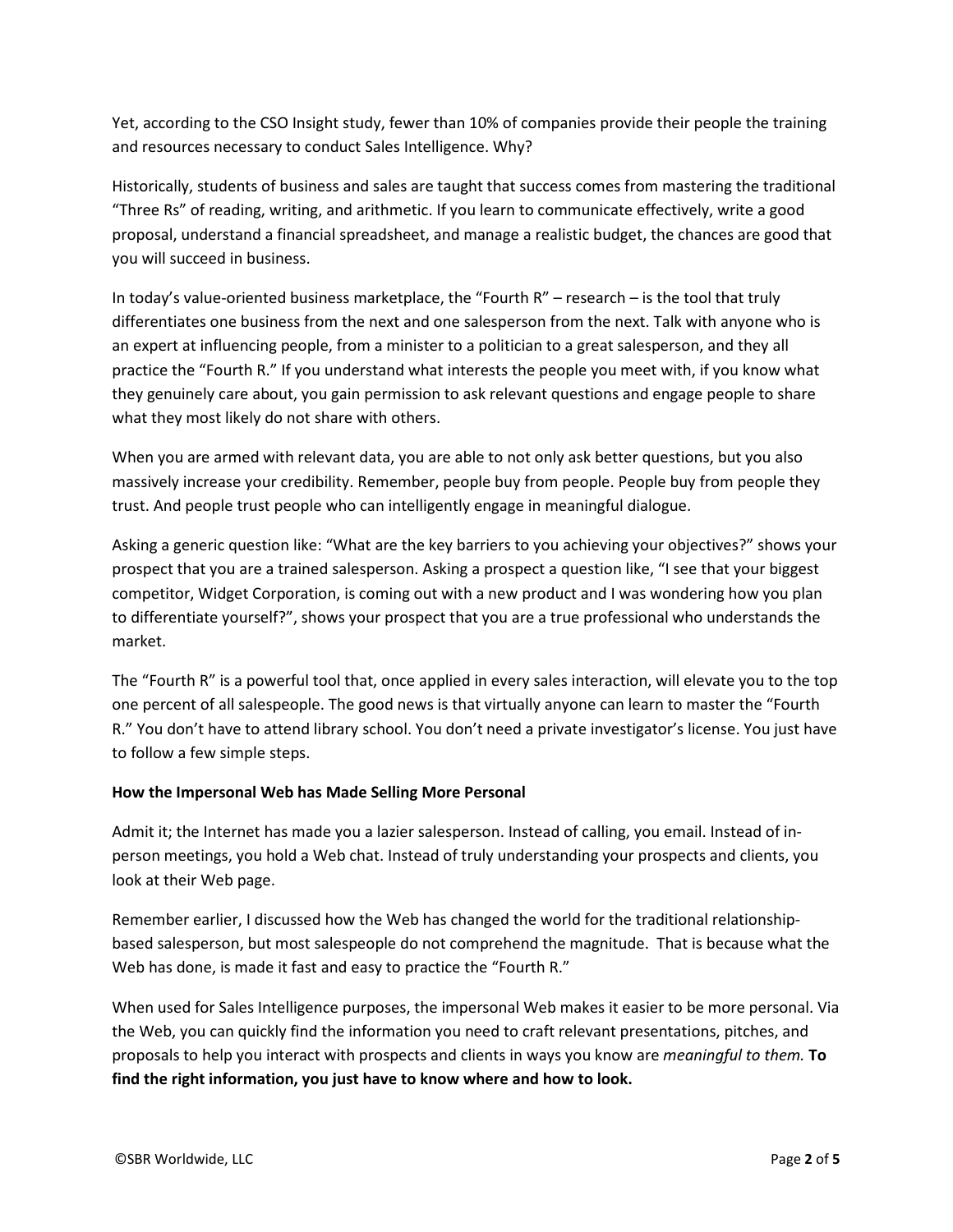Yet, according to the CSO Insight study, fewer than 10% of companies provide their people the training and resources necessary to conduct Sales Intelligence. Why?

Historically, students of business and sales are taught that success comes from mastering the traditional "Three Rs" of reading, writing, and arithmetic. If you learn to communicate effectively, write a good proposal, understand a financial spreadsheet, and manage a realistic budget, the chances are good that you will succeed in business.

In today's value-oriented business marketplace, the "Fourth R" – research – is the tool that truly differentiates one business from the next and one salesperson from the next. Talk with anyone who is an expert at influencing people, from a minister to a politician to a great salesperson, and they all practice the "Fourth R." If you understand what interests the people you meet with, if you know what they genuinely care about, you gain permission to ask relevant questions and engage people to share what they most likely do not share with others.

When you are armed with relevant data, you are able to not only ask better questions, but you also massively increase your credibility. Remember, people buy from people. People buy from people they trust. And people trust people who can intelligently engage in meaningful dialogue.

Asking a generic question like: "What are the key barriers to you achieving your objectives?" shows your prospect that you are a trained salesperson. Asking a prospect a question like, "I see that your biggest competitor, Widget Corporation, is coming out with a new product and I was wondering how you plan to differentiate yourself?", shows your prospect that you are a true professional who understands the market.

The "Fourth R" is a powerful tool that, once applied in every sales interaction, will elevate you to the top one percent of all salespeople. The good news is that virtually anyone can learn to master the "Fourth R." You don't have to attend library school. You don't need a private investigator's license. You just have to follow a few simple steps.

**How the Impersonal Web has Made Selling More Personal**

Admit it; the Internet has made you a lazier salesperson. Instead of calling, you email. Instead of in-person meetings, you hold a Web chat. Instead of truly understanding your prospects and clients, you look at their Web page.

Remember earlier, I discussed how the Web has changed the world for the traditional relationship-based salesperson, but most salespeople do not comprehend the magnitude. That is because what the Web has done, is made it fast and easy to practice the "Fourth R."

When used for Sales Intelligence purposes, the impersonal Web makes it easier to be more personal. Via the Web, you can quickly find the information you need to craft relevant presentations, pitches, and proposals to help you interact with prospects and clients in ways you know are *meaningful to them.* **To find the right information, you just have to know where and how to look.**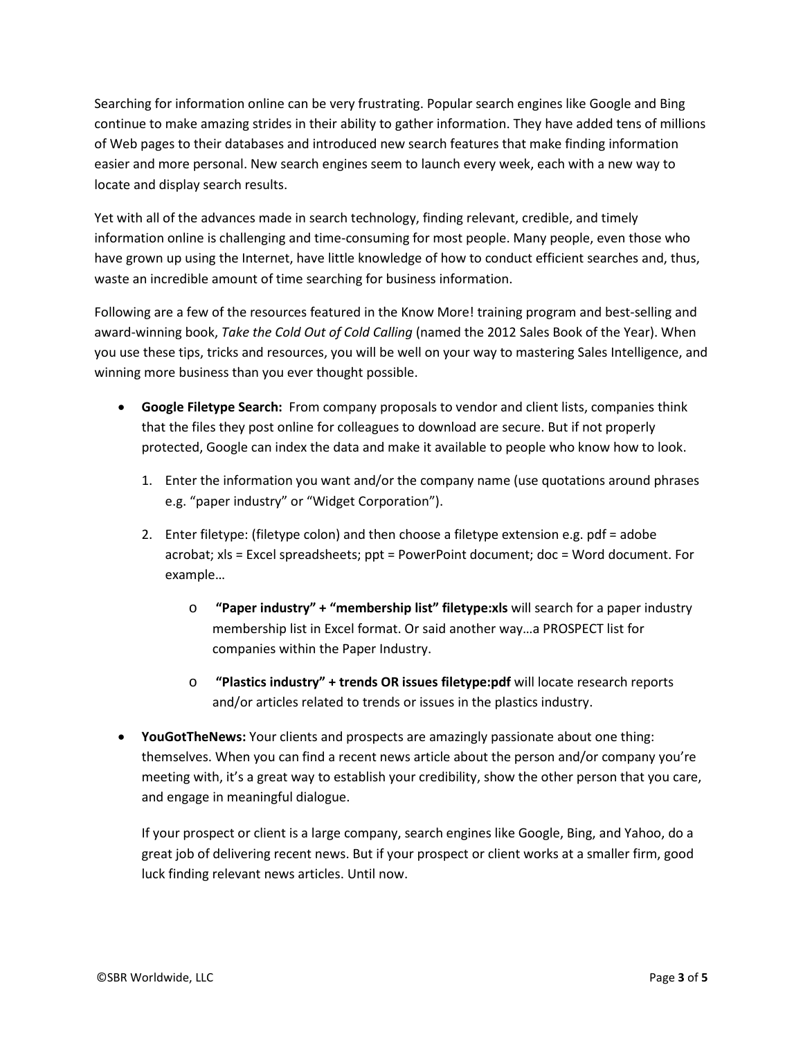Searching for information online can be very frustrating. Popular search engines like Google and Bing continue to make amazing strides in their ability to gather information. They have added tens of millions of Web pages to their databases and introduced new search features that make finding information easier and more personal. New search engines seem to launch every week, each with a new way to locate and display search results.

Yet with all of the advances made in search technology, finding relevant, credible, and timely information online is challenging and time-consuming for most people. Many people, even those who have grown up using the Internet, have little knowledge of how to conduct efficient searches and, thus, waste an incredible amount of time searching for business information.

Following are a few of the resources featured in the Know More! training program and best-selling and award-winning book, *Take the Cold Out of Cold Calling* (named the 2012 Sales Book of the Year). When you use these tips, tricks and resources, you will be well on your way to mastering Sales Intelligence, and winning more business than you ever thought possible.

- **Google Filetype Search:** From company proposals to vendor and client lists, companies think that the files they post online for colleagues to download are secure. But if not properly protected, Google can index the data and make it available to people who know how to look.

  1. Enter the information you want and/or the company name (use quotations around phrases e.g. "paper industry" or "Widget Corporation").

  2. Enter filetype: (filetype colon) and then choose a filetype extension e.g. pdf = adobe acrobat; xls = Excel spreadsheets; ppt = PowerPoint document; doc = Word document. For example…

     - **"Paper industry" + "membership list" filetype:xls** will search for a paper industry membership list in Excel format. Or said another way…a PROSPECT list for companies within the Paper Industry.

     - **"Plastics industry" + trends OR issues filetype:pdf** will locate research reports and/or articles related to trends or issues in the plastics industry.

- **YouGotTheNews:** Your clients and prospects are amazingly passionate about one thing: themselves. When you can find a recent news article about the person and/or company you're meeting with, it's a great way to establish your credibility, show the other person that you care, and engage in meaningful dialogue.

  If your prospect or client is a large company, search engines like Google, Bing, and Yahoo, do a great job of delivering recent news. But if your prospect or client works at a smaller firm, good luck finding relevant news articles. Until now.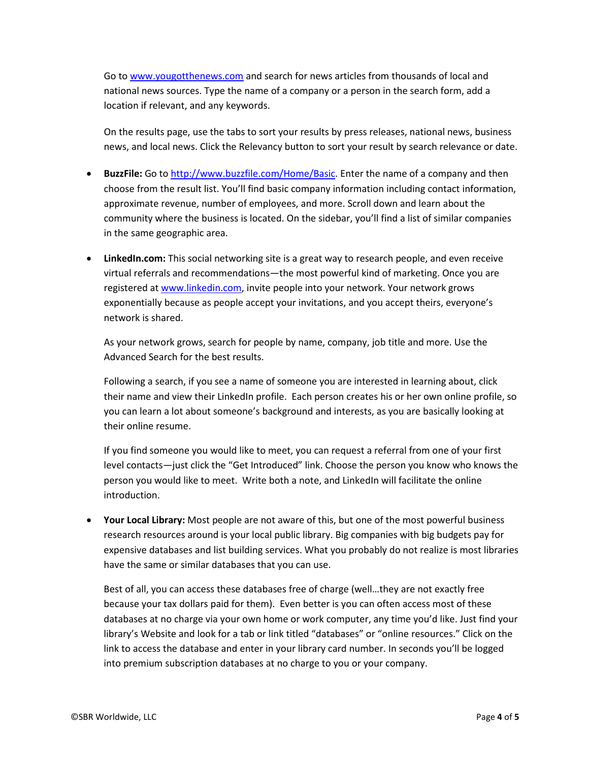Go to www.yougotthenews.com and search for news articles from thousands of local and national news sources. Type the name of a company or a person in the search form, add a location if relevant, and any keywords.

On the results page, use the tabs to sort your results by press releases, national news, business news, and local news. Click the Relevancy button to sort your result by search relevance or date.

- **BuzzFile:** Go to http://www.buzzfile.com/Home/Basic. Enter the name of a company and then choose from the result list. You'll find basic company information including contact information, approximate revenue, number of employees, and more. Scroll down and learn about the community where the business is located. On the sidebar, you'll find a list of similar companies in the same geographic area.

- **LinkedIn.com:** This social networking site is a great way to research people, and even receive virtual referrals and recommendations—the most powerful kind of marketing. Once you are registered at www.linkedin.com, invite people into your network. Your network grows exponentially because as people accept your invitations, and you accept theirs, everyone's network is shared.

  As your network grows, search for people by name, company, job title and more. Use the Advanced Search for the best results.

  Following a search, if you see a name of someone you are interested in learning about, click their name and view their LinkedIn profile. Each person creates his or her own online profile, so you can learn a lot about someone's background and interests, as you are basically looking at their online resume.

  If you find someone you would like to meet, you can request a referral from one of your first level contacts—just click the "Get Introduced" link. Choose the person you know who knows the person you would like to meet. Write both a note, and LinkedIn will facilitate the online introduction.

- **Your Local Library:** Most people are not aware of this, but one of the most powerful business research resources around is your local public library. Big companies with big budgets pay for expensive databases and list building services. What you probably do not realize is most libraries have the same or similar databases that you can use.

  Best of all, you can access these databases free of charge (well…they are not exactly free because your tax dollars paid for them). Even better is you can often access most of these databases at no charge via your own home or work computer, any time you'd like. Just find your library's Website and look for a tab or link titled "databases" or "online resources." Click on the link to access the database and enter in your library card number. In seconds you'll be logged into premium subscription databases at no charge to you or your company.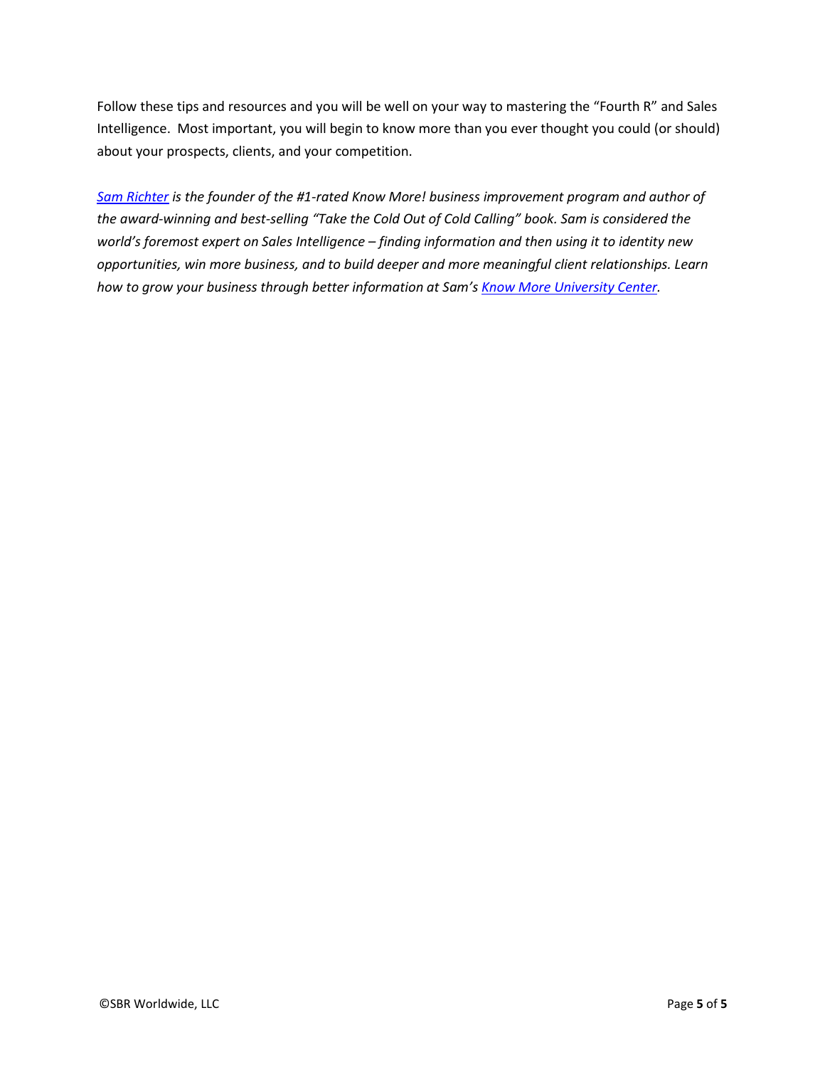Follow these tips and resources and you will be well on your way to mastering the "Fourth R" and Sales Intelligence. Most important, you will begin to know more than you ever thought you could (or should) about your prospects, clients, and your competition.

*Sam Richter is the founder of the #1-rated Know More! business improvement program and author of the award-winning and best-selling "Take the Cold Out of Cold Calling" book. Sam is considered the world's foremost expert on Sales Intelligence – finding information and then using it to identity new opportunities, win more business, and to build deeper and more meaningful client relationships. Learn how to grow your business through better information at Sam's Know More University Center.*